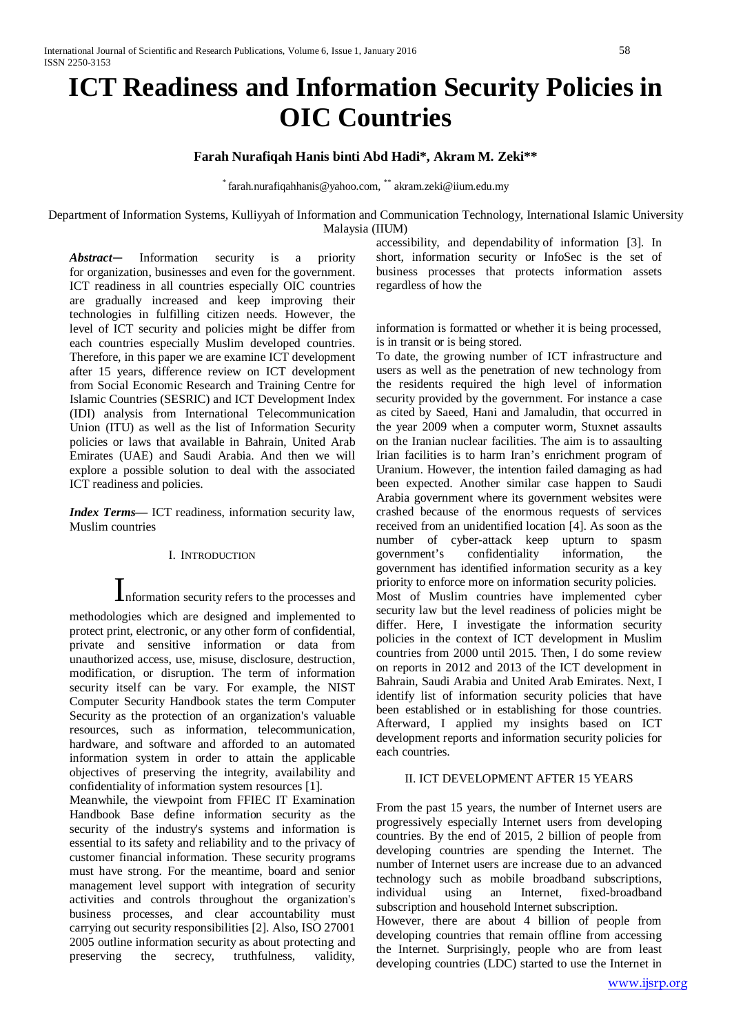# ICT Readiness and Information Security Policies in OIC Countries

**Farah Nurafiqah Hanis binti Abd Hadi*, Akram M. Zeki****

* farah.nurafiqahhanis@yahoo.com, ** akram.zeki@iium.edu.my

Department of Information Systems, Kulliyyah of Information and Communication Technology, International Islamic University Malaysia (IIUM)

***Abstract*—** Information security is a priority for organization, businesses and even for the government. ICT readiness in all countries especially OIC countries are gradually increased and keep improving their technologies in fulfilling citizen needs. However, the level of ICT security and policies might be differ from each countries especially Muslim developed countries. Therefore, in this paper we are examine ICT development after 15 years, difference review on ICT development from Social Economic Research and Training Centre for Islamic Countries (SESRIC) and ICT Development Index (IDI) analysis from International Telecommunication Union (ITU) as well as the list of Information Security policies or laws that available in Bahrain, United Arab Emirates (UAE) and Saudi Arabia. And then we will explore a possible solution to deal with the associated ICT readiness and policies.

***Index Terms*—** ICT readiness, information security law, Muslim countries

## I. Introduction

Information security refers to the processes and methodologies which are designed and implemented to protect print, electronic, or any other form of confidential, private and sensitive information or data from unauthorized access, use, misuse, disclosure, destruction, modification, or disruption. The term of information security itself can be vary. For example, the NIST Computer Security Handbook states the term Computer Security as the protection of an organization's valuable resources, such as information, telecommunication, hardware, and software and afforded to an automated information system in order to attain the applicable objectives of preserving the integrity, availability and confidentiality of information system resources [1].

Meanwhile, the viewpoint from FFIEC IT Examination Handbook Base define information security as the security of the industry's systems and information is essential to its safety and reliability and to the privacy of customer financial information. These security programs must have strong. For the meantime, board and senior management level support with integration of security activities and controls throughout the organization's business processes, and clear accountability must carrying out security responsibilities [2]. Also, ISO 27001 2005 outline information security as about protecting and preserving the secrecy, truthfulness, validity, accessibility, and dependability of information [3]. In short, information security or InfoSec is the set of business processes that protects information assets regardless of how the information is formatted or whether it is being processed, is in transit or is being stored.

To date, the growing number of ICT infrastructure and users as well as the penetration of new technology from the residents required the high level of information security provided by the government. For instance a case as cited by Saeed, Hani and Jamaludin, that occurred in the year 2009 when a computer worm, Stuxnet assaults on the Iranian nuclear facilities. The aim is to assaulting Irian facilities is to harm Iran's enrichment program of Uranium. However, the intention failed damaging as had been expected. Another similar case happen to Saudi Arabia government where its government websites were crashed because of the enormous requests of services received from an unidentified location [4]. As soon as the number of cyber-attack keep upturn to spasm government's confidentiality information, the government has identified information security as a key priority to enforce more on information security policies.

Most of Muslim countries have implemented cyber security law but the level readiness of policies might be differ. Here, I investigate the information security policies in the context of ICT development in Muslim countries from 2000 until 2015. Then, I do some review on reports in 2012 and 2013 of the ICT development in Bahrain, Saudi Arabia and United Arab Emirates. Next, I identify list of information security policies that have been established or in establishing for those countries. Afterward, I applied my insights based on ICT development reports and information security policies for each countries.

## II. ICT Development After 15 Years

From the past 15 years, the number of Internet users are progressively especially Internet users from developing countries. By the end of 2015, 2 billion of people from developing countries are spending the Internet. The number of Internet users are increase due to an advanced technology such as mobile broadband subscriptions, individual using an Internet, fixed-broadband subscription and household Internet subscription.

However, there are about 4 billion of people from developing countries that remain offline from accessing the Internet. Surprisingly, people who are from least developing countries (LDC) started to use the Internet in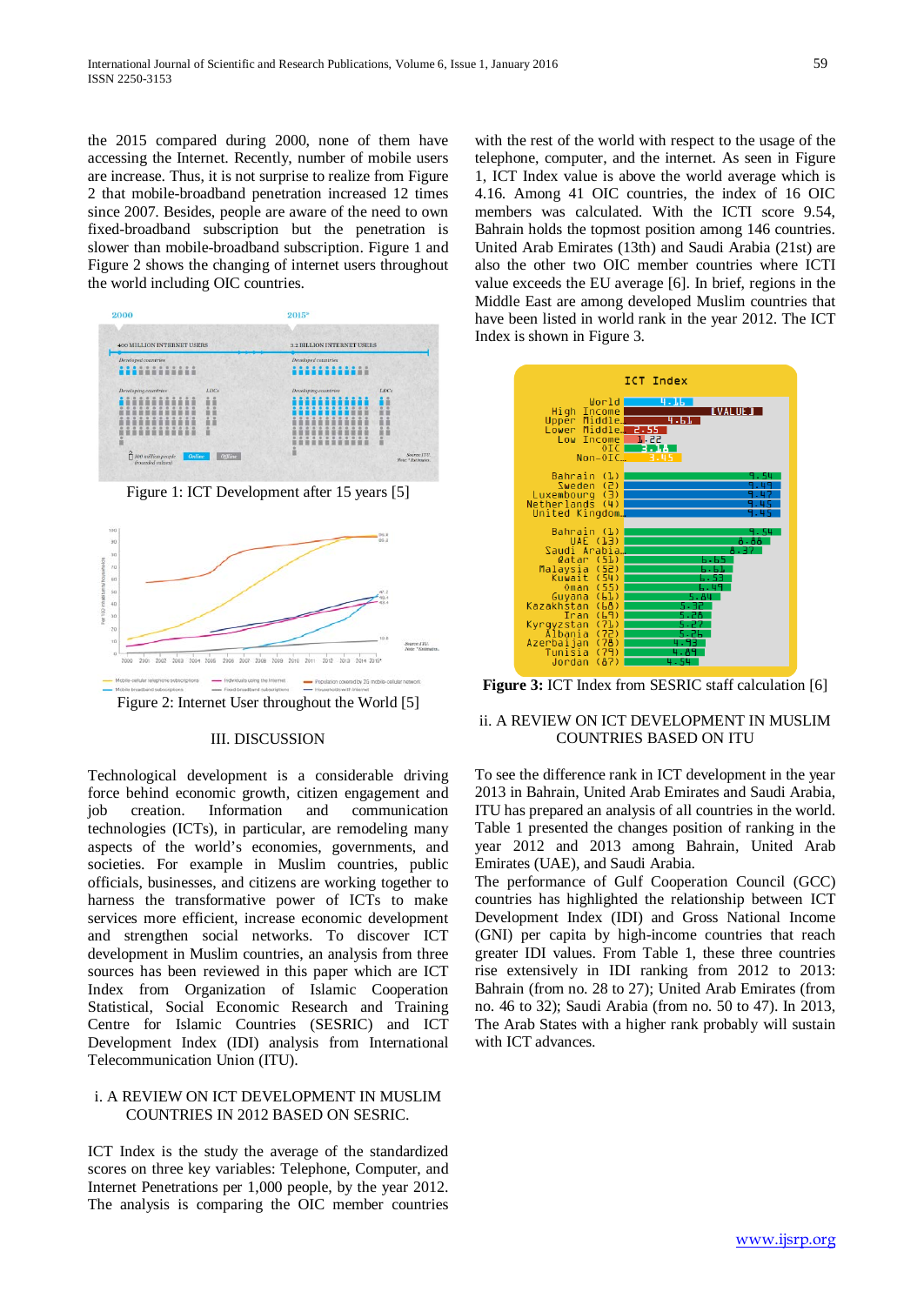the 2015 compared during 2000, none of them have accessing the Internet. Recently, number of mobile users are increase. Thus, it is not surprise to realize from Figure 2 that mobile-broadband penetration increased 12 times since 2007. Besides, people are aware of the need to own fixed-broadband subscription but the penetration is slower than mobile-broadband subscription. Figure 1 and Figure 2 shows the changing of internet users throughout the world including OIC countries.

Figure 1: ICT Development after 15 years [5]

Figure 2: Internet User throughout the World [5]

## III. DISCUSSION

Technological development is a considerable driving force behind economic growth, citizen engagement and job creation. Information and communication technologies (ICTs), in particular, are remodeling many aspects of the world's economies, governments, and societies. For example in Muslim countries, public officials, businesses, and citizens are working together to harness the transformative power of ICTs to make services more efficient, increase economic development and strengthen social networks. To discover ICT development in Muslim countries, an analysis from three sources has been reviewed in this paper which are ICT Index from Organization of Islamic Cooperation Statistical, Social Economic Research and Training Centre for Islamic Countries (SESRIC) and ICT Development Index (IDI) analysis from International Telecommunication Union (ITU).

### i. A REVIEW ON ICT DEVELOPMENT IN MUSLIM COUNTRIES IN 2012 BASED ON SESRIC.

ICT Index is the study the average of the standardized scores on three key variables: Telephone, Computer, and Internet Penetrations per 1,000 people, by the year 2012. The analysis is comparing the OIC member countries with the rest of the world with respect to the usage of the telephone, computer, and the internet. As seen in Figure 1, ICT Index value is above the world average which is 4.16. Among 41 OIC countries, the index of 16 OIC members was calculated. With the ICTI score 9.54, Bahrain holds the topmost position among 146 countries. United Arab Emirates (13th) and Saudi Arabia (21st) are also the other two OIC member countries where ICTI value exceeds the EU average [6]. In brief, regions in the Middle East are among developed Muslim countries that have been listed in world rank in the year 2012. The ICT Index is shown in Figure 3.

**Figure 3:** ICT Index from SESRIC staff calculation [6]

### ii. A REVIEW ON ICT DEVELOPMENT IN MUSLIM COUNTRIES BASED ON ITU

To see the difference rank in ICT development in the year 2013 in Bahrain, United Arab Emirates and Saudi Arabia, ITU has prepared an analysis of all countries in the world. Table 1 presented the changes position of ranking in the year 2012 and 2013 among Bahrain, United Arab Emirates (UAE), and Saudi Arabia.

The performance of Gulf Cooperation Council (GCC) countries has highlighted the relationship between ICT Development Index (IDI) and Gross National Income (GNI) per capita by high-income countries that reach greater IDI values. From Table 1, these three countries rise extensively in IDI ranking from 2012 to 2013: Bahrain (from no. 28 to 27); United Arab Emirates (from no. 46 to 32); Saudi Arabia (from no. 50 to 47). In 2013, The Arab States with a higher rank probably will sustain with ICT advances.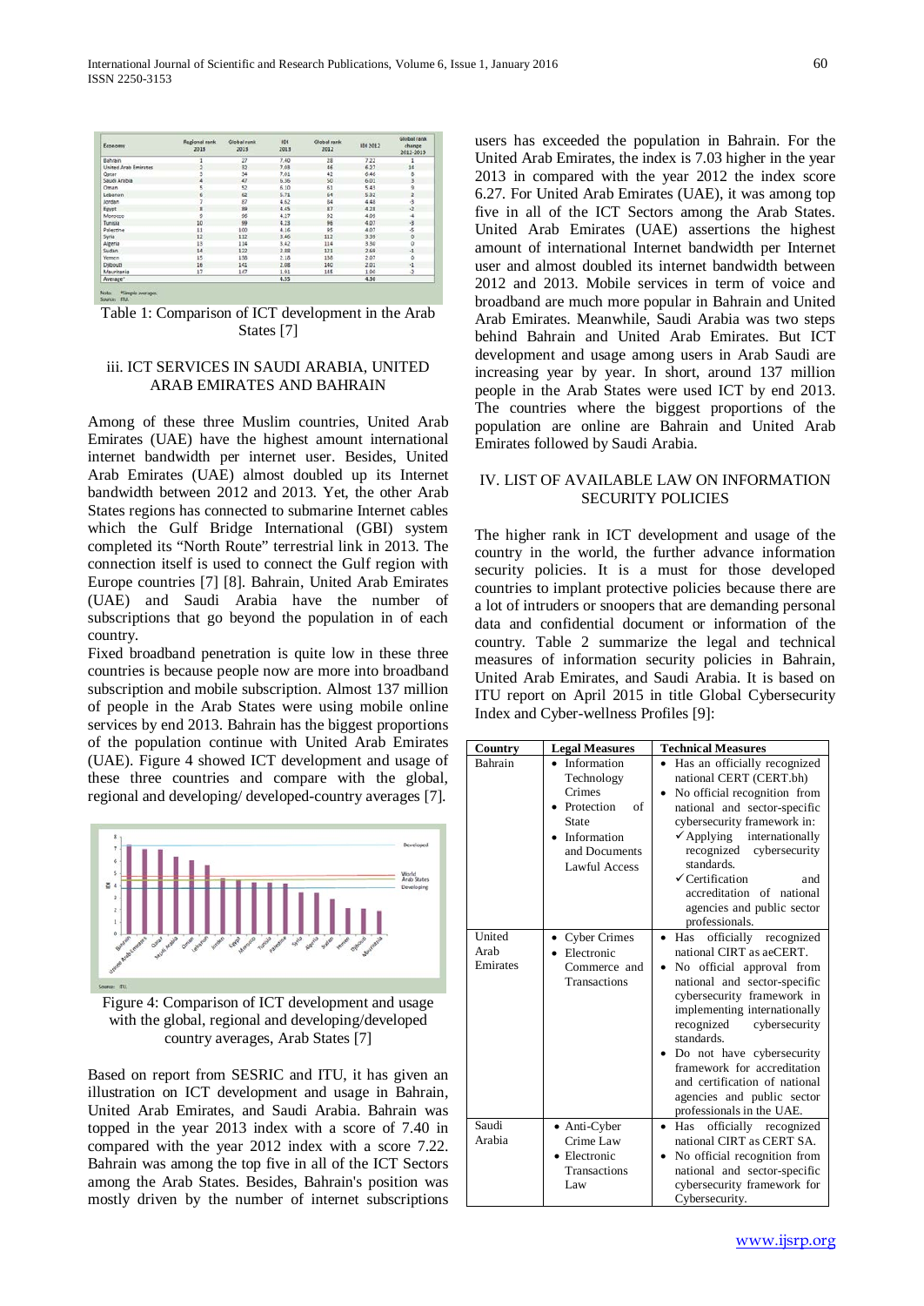| Economy | Regional rank 2013 | Global rank 2013 | IDI 2013 | Global rank 2012 | IDI 2012 | Global rank change 2012-2013 |
|---|---|---|---|---|---|---|
| Bahrain | 1 | 27 | 7.40 | 28 | 7.22 | 1 |
| United Arab Emirates | 2 | 32 | 7.03 | 46 | 6.27 | 14 |
| Qatar | 3 | 34 | 7.01 | 42 | 6.46 | 8 |
| Saudi Arabia | 4 | 47 | 6.36 | 50 | 6.01 | 3 |
| Oman | 5 | 52 | 6.10 | 61 | 5.43 | 9 |
| Lebanon | 6 | 62 | 5.71 | 64 | 5.32 | 2 |
| Jordan | 7 | 87 | 4.62 | 84 | 4.48 | -3 |
| Egypt | 8 | 89 | 4.45 | 87 | 4.28 | -2 |
| Morocco | 9 | 96 | 4.27 | 92 | 4.06 | -4 |
| Tunisia | 10 | 99 | 4.23 | 96 | 4.07 | -3 |
| Palestine | 11 | 100 | 4.16 | 95 | 4.07 | -5 |
| Syria | 12 | 112 | 3.46 | 112 | 3.39 | 0 |
| Algeria | 13 | 114 | 3.42 | 114 | 3.36 | 0 |
| Sudan | 14 | 122 | 2.88 | 121 | 2.69 | -1 |
| Yemen | 15 | 136 | 2.18 | 136 | 2.07 | 0 |
| Djibouti | 16 | 141 | 2.08 | 140 | 2.01 | -1 |
| Mauritania | 17 | 147 | 1.91 | 145 | 1.90 | -2 |
| Average* | | | 4.55 | | 4.34 | |

Note: *Simple average.
Source: ITU.

Table 1: Comparison of ICT development in the Arab States [7]

## iii. ICT SERVICES IN SAUDI ARABIA, UNITED ARAB EMIRATES AND BAHRAIN

Among of these three Muslim countries, United Arab Emirates (UAE) have the highest amount international internet bandwidth per internet user. Besides, United Arab Emirates (UAE) almost doubled up its Internet bandwidth between 2012 and 2013. Yet, the other Arab States regions has connected to submarine Internet cables which the Gulf Bridge International (GBI) system completed its "North Route" terrestrial link in 2013. The connection itself is used to connect the Gulf region with Europe countries [7] [8]. Bahrain, United Arab Emirates (UAE) and Saudi Arabia have the number of subscriptions that go beyond the population in of each country.

Fixed broadband penetration is quite low in these three countries is because people now are more into broadband subscription and mobile subscription. Almost 137 million of people in the Arab States were using mobile online services by end 2013. Bahrain has the biggest proportions of the population continue with United Arab Emirates (UAE). Figure 4 showed ICT development and usage of these three countries and compare with the global, regional and developing/ developed-country averages [7].

Figure 4: Comparison of ICT development and usage with the global, regional and developing/developed country averages, Arab States [7]

Based on report from SESRIC and ITU, it has given an illustration on ICT development and usage in Bahrain, United Arab Emirates, and Saudi Arabia. Bahrain was topped in the year 2013 index with a score of 7.40 in compared with the year 2012 index with a score 7.22. Bahrain was among the top five in all of the ICT Sectors among the Arab States. Besides, Bahrain's position was mostly driven by the number of internet subscriptions users has exceeded the population in Bahrain. For the United Arab Emirates, the index is 7.03 higher in the year 2013 in compared with the year 2012 the index score 6.27. For United Arab Emirates (UAE), it was among top five in all of the ICT Sectors among the Arab States. United Arab Emirates (UAE) assertions the highest amount of international Internet bandwidth per Internet user and almost doubled its internet bandwidth between 2012 and 2013. Mobile services in term of voice and broadband are much more popular in Bahrain and United Arab Emirates. Meanwhile, Saudi Arabia was two steps behind Bahrain and United Arab Emirates. But ICT development and usage among users in Arab Saudi are increasing year by year. In short, around 137 million people in the Arab States were used ICT by end 2013. The countries where the biggest proportions of the population are online are Bahrain and United Arab Emirates followed by Saudi Arabia.

## IV. LIST OF AVAILABLE LAW ON INFORMATION SECURITY POLICIES

The higher rank in ICT development and usage of the country in the world, the further advance information security policies. It is a must for those developed countries to implant protective policies because there are a lot of intruders or snoopers that are demanding personal data and confidential document or information of the country. Table 2 summarize the legal and technical measures of information security policies in Bahrain, United Arab Emirates, and Saudi Arabia. It is based on ITU report on April 2015 in title Global Cybersecurity Index and Cyber-wellness Profiles [9]:

| Country | Legal Measures | Technical Measures |
|---|---|---|
| Bahrain | • Information Technology Crimes<br>• Protection of State<br>• Information and Documents Lawful Access | • Has an officially recognized national CERT (CERT.bh)<br>• No official recognition from national and sector-specific cybersecurity framework in:<br>✓ Applying internationally recognized cybersecurity standards.<br>✓ Certification and accreditation of national agencies and public sector professionals. |
| United Arab Emirates | • Cyber Crimes<br>• Electronic Commerce and Transactions | • Has officially recognized national CIRT as aeCERT.<br>• No official approval from national and sector-specific cybersecurity framework in implementing internationally recognized cybersecurity standards.<br>• Do not have cybersecurity framework for accreditation and certification of national agencies and public sector professionals in the UAE. |
| Saudi Arabia | • Anti-Cyber Crime Law<br>• Electronic Transactions Law | • Has officially recognized national CIRT as CERT SA.<br>• No official recognition from national and sector-specific cybersecurity framework for Cybersecurity. |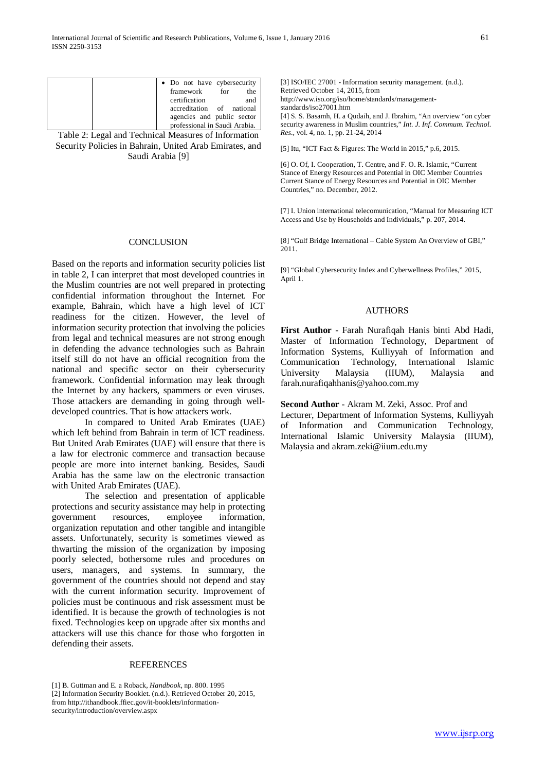| | | |
|---|---|---|
| | | • Do not have cybersecurity framework for the certification and accreditation of national agencies and public sector professional in Saudi Arabia. |

Table 2: Legal and Technical Measures of Information Security Policies in Bahrain, United Arab Emirates, and Saudi Arabia [9]

## CONCLUSION

Based on the reports and information security policies list in table 2, I can interpret that most developed countries in the Muslim countries are not well prepared in protecting confidential information throughout the Internet. For example, Bahrain, which have a high level of ICT readiness for the citizen. However, the level of information security protection that involving the policies from legal and technical measures are not strong enough in defending the advance technologies such as Bahrain itself still do not have an official recognition from the national and specific sector on their cybersecurity framework. Confidential information may leak through the Internet by any hackers, spammers or even viruses. Those attackers are demanding in going through well-developed countries. That is how attackers work.

In compared to United Arab Emirates (UAE) which left behind from Bahrain in term of ICT readiness. But United Arab Emirates (UAE) will ensure that there is a law for electronic commerce and transaction because people are more into internet banking. Besides, Saudi Arabia has the same law on the electronic transaction with United Arab Emirates (UAE).

The selection and presentation of applicable protections and security assistance may help in protecting government resources, employee information, organization reputation and other tangible and intangible assets. Unfortunately, security is sometimes viewed as thwarting the mission of the organization by imposing poorly selected, bothersome rules and procedures on users, managers, and systems. In summary, the government of the countries should not depend and stay with the current information security. Improvement of policies must be continuous and risk assessment must be identified. It is because the growth of technologies is not fixed. Technologies keep on upgrade after six months and attackers will use this chance for those who forgotten in defending their assets.

## REFERENCES

[1] B. Guttman and E. a Roback, *Handbook*, np. 800. 1995

[2] Information Security Booklet. (n.d.). Retrieved October 20, 2015, from http://ithandbook.ffiec.gov/it-booklets/information-security/introduction/overview.aspx

[3] ISO/IEC 27001 - Information security management. (n.d.). Retrieved October 14, 2015, from http://www.iso.org/iso/home/standards/management-standards/iso27001.htm

[4] S. S. Basamh, H. a Qudaih, and J. Ibrahim, "An overview "on cyber security awareness in Muslim countries," *Int. J. Inf. Commum. Technol. Res.*, vol. 4, no. 1, pp. 21-24, 2014

[5] Itu, "ICT Fact & Figures: The World in 2015," p.6, 2015.

[6] O. Of, I. Cooperation, T. Centre, and F. O. R. Islamic, "Current Stance of Energy Resources and Potential in OIC Member Countries Current Stance of Energy Resources and Potential in OIC Member Countries," no. December, 2012.

[7] I. Union international telecomunication, "Manual for Measuring ICT Access and Use by Households and Individuals," p. 207, 2014.

[8] "Gulf Bridge International – Cable System An Overview of GBI," 2011.

[9] "Global Cybersecurity Index and Cyberwellness Profiles," 2015, April 1.

## AUTHORS

**First Author** - Farah Nurafiqah Hanis binti Abd Hadi, Master of Information Technology, Department of Information Systems, Kulliyyah of Information and Communication Technology, International Islamic University Malaysia (IIUM), Malaysia and farah.nurafiqahhanis@yahoo.com.my

**Second Author** - Akram M. Zeki, Assoc. Prof and Lecturer, Department of Information Systems, Kulliyyah of Information and Communication Technology, International Islamic University Malaysia (IIUM), Malaysia and akram.zeki@iium.edu.my